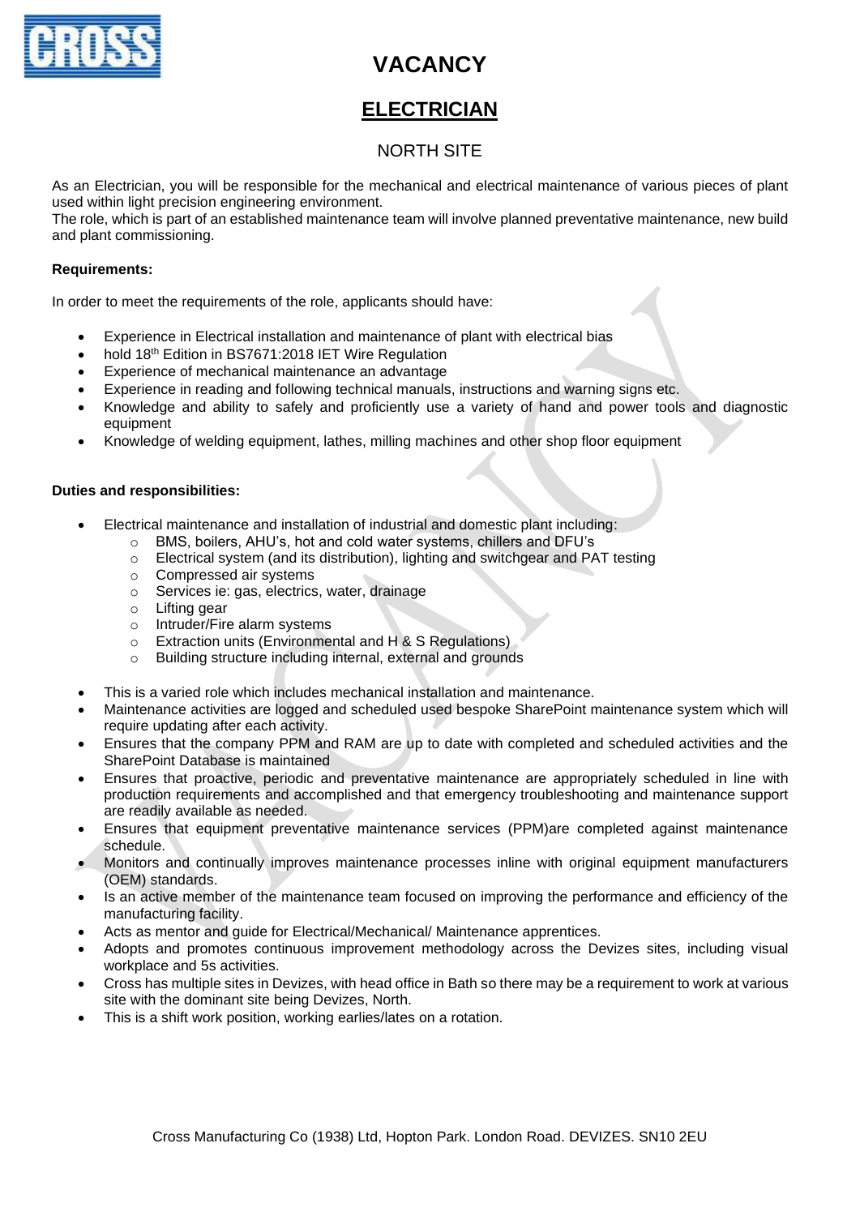# VACANCY

## ELECTRICIAN

NORTH SITE

As an Electrician, you will be responsible for the mechanical and electrical maintenance of various pieces of plant used within light precision engineering environment.
The role, which is part of an established maintenance team will involve planned preventative maintenance, new build and plant commissioning.

**Requirements:**

In order to meet the requirements of the role, applicants should have:

- Experience in Electrical installation and maintenance of plant with electrical bias
- hold 18th Edition in BS7671:2018 IET Wire Regulation
- Experience of mechanical maintenance an advantage
- Experience in reading and following technical manuals, instructions and warning signs etc.
- Knowledge and ability to safely and proficiently use a variety of hand and power tools and diagnostic equipment
- Knowledge of welding equipment, lathes, milling machines and other shop floor equipment

**Duties and responsibilities:**

- Electrical maintenance and installation of industrial and domestic plant including:
  - BMS, boilers, AHU's, hot and cold water systems, chillers and DFU's
  - Electrical system (and its distribution), lighting and switchgear and PAT testing
  - Compressed air systems
  - Services ie: gas, electrics, water, drainage
  - Lifting gear
  - Intruder/Fire alarm systems
  - Extraction units (Environmental and H & S Regulations)
  - Building structure including internal, external and grounds
- This is a varied role which includes mechanical installation and maintenance.
- Maintenance activities are logged and scheduled used bespoke SharePoint maintenance system which will require updating after each activity.
- Ensures that the company PPM and RAM are up to date with completed and scheduled activities and the SharePoint Database is maintained
- Ensures that proactive, periodic and preventative maintenance are appropriately scheduled in line with production requirements and accomplished and that emergency troubleshooting and maintenance support are readily available as needed.
- Ensures that equipment preventative maintenance services (PPM)are completed against maintenance schedule.
- Monitors and continually improves maintenance processes inline with original equipment manufacturers (OEM) standards.
- Is an active member of the maintenance team focused on improving the performance and efficiency of the manufacturing facility.
- Acts as mentor and guide for Electrical/Mechanical/ Maintenance apprentices.
- Adopts and promotes continuous improvement methodology across the Devizes sites, including visual workplace and 5s activities.
- Cross has multiple sites in Devizes, with head office in Bath so there may be a requirement to work at various site with the dominant site being Devizes, North.
- This is a shift work position, working earlies/lates on a rotation.

Cross Manufacturing Co (1938) Ltd, Hopton Park. London Road. DEVIZES. SN10 2EU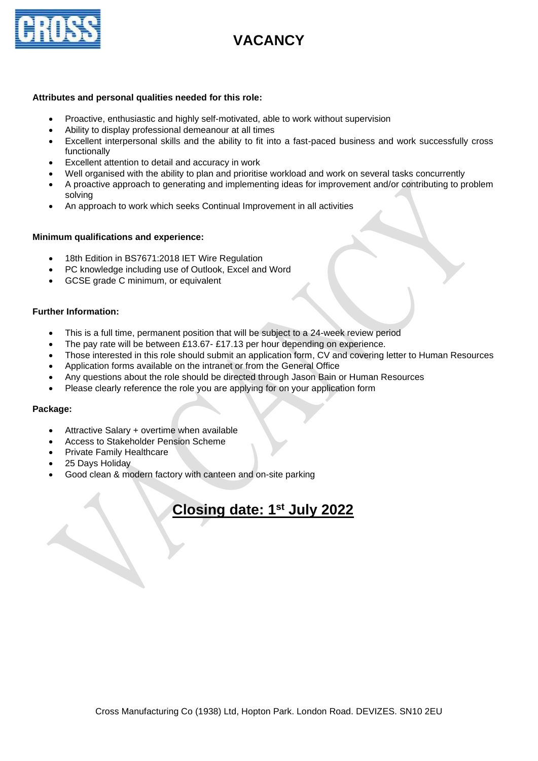# VACANCY

**Attributes and personal qualities needed for this role:**

- Proactive, enthusiastic and highly self-motivated, able to work without supervision
- Ability to display professional demeanour at all times
- Excellent interpersonal skills and the ability to fit into a fast-paced business and work successfully cross functionally
- Excellent attention to detail and accuracy in work
- Well organised with the ability to plan and prioritise workload and work on several tasks concurrently
- A proactive approach to generating and implementing ideas for improvement and/or contributing to problem solving
- An approach to work which seeks Continual Improvement in all activities

**Minimum qualifications and experience:**

- 18th Edition in BS7671:2018 IET Wire Regulation
- PC knowledge including use of Outlook, Excel and Word
- GCSE grade C minimum, or equivalent

**Further Information:**

- This is a full time, permanent position that will be subject to a 24-week review period
- The pay rate will be between £13.67- £17.13 per hour depending on experience.
- Those interested in this role should submit an application form, CV and covering letter to Human Resources
- Application forms available on the intranet or from the General Office
- Any questions about the role should be directed through Jason Bain or Human Resources
- Please clearly reference the role you are applying for on your application form

**Package:**

- Attractive Salary + overtime when available
- Access to Stakeholder Pension Scheme
- Private Family Healthcare
- 25 Days Holiday
- Good clean & modern factory with canteen and on-site parking

## Closing date: 1st July 2022

Cross Manufacturing Co (1938) Ltd, Hopton Park. London Road. DEVIZES. SN10 2EU